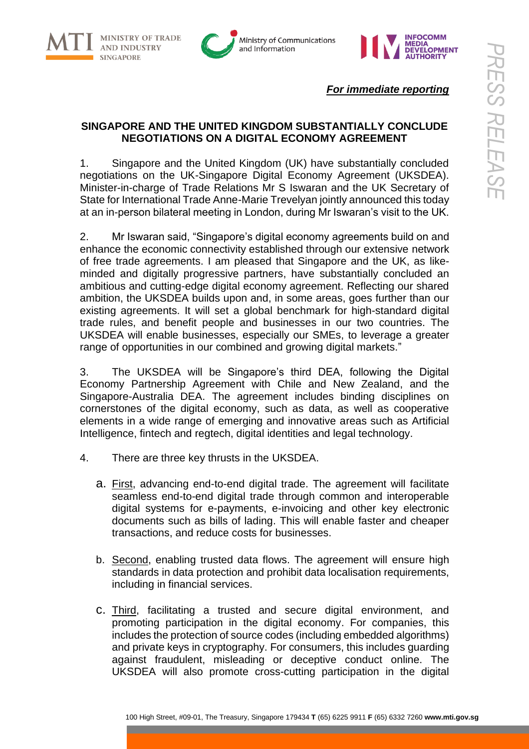*For immediate reporting*

**SINGAPORE AND THE UNITED KINGDOM SUBSTANTIALLY CONCLUDE NEGOTIATIONS ON A DIGITAL ECONOMY AGREEMENT**

1. Singapore and the United Kingdom (UK) have substantially concluded negotiations on the UK-Singapore Digital Economy Agreement (UKSDEA). Minister-in-charge of Trade Relations Mr S Iswaran and the UK Secretary of State for International Trade Anne-Marie Trevelyan jointly announced this today at an in-person bilateral meeting in London, during Mr Iswaran's visit to the UK.

2. Mr Iswaran said, "Singapore's digital economy agreements build on and enhance the economic connectivity established through our extensive network of free trade agreements. I am pleased that Singapore and the UK, as like-minded and digitally progressive partners, have substantially concluded an ambitious and cutting-edge digital economy agreement. Reflecting our shared ambition, the UKSDEA builds upon and, in some areas, goes further than our existing agreements. It will set a global benchmark for high-standard digital trade rules, and benefit people and businesses in our two countries. The UKSDEA will enable businesses, especially our SMEs, to leverage a greater range of opportunities in our combined and growing digital markets."

3. The UKSDEA will be Singapore's third DEA, following the Digital Economy Partnership Agreement with Chile and New Zealand, and the Singapore-Australia DEA. The agreement includes binding disciplines on cornerstones of the digital economy, such as data, as well as cooperative elements in a wide range of emerging and innovative areas such as Artificial Intelligence, fintech and regtech, digital identities and legal technology.

4. There are three key thrusts in the UKSDEA.

a. First, advancing end-to-end digital trade. The agreement will facilitate seamless end-to-end digital trade through common and interoperable digital systems for e-payments, e-invoicing and other key electronic documents such as bills of lading. This will enable faster and cheaper transactions, and reduce costs for businesses.

b. Second, enabling trusted data flows. The agreement will ensure high standards in data protection and prohibit data localisation requirements, including in financial services.

c. Third, facilitating a trusted and secure digital environment, and promoting participation in the digital economy. For companies, this includes the protection of source codes (including embedded algorithms) and private keys in cryptography. For consumers, this includes guarding against fraudulent, misleading or deceptive conduct online. The UKSDEA will also promote cross-cutting participation in the digital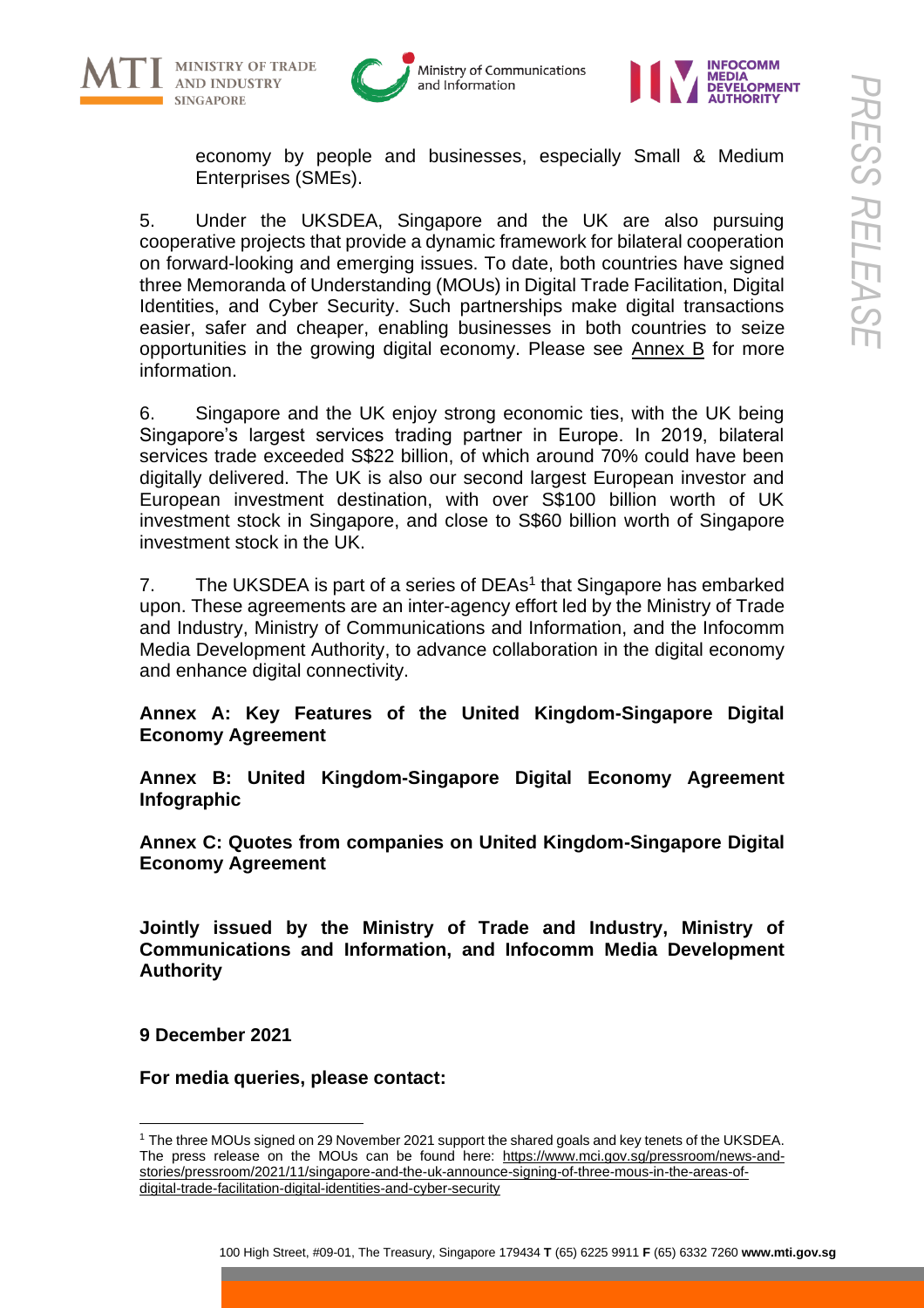economy by people and businesses, especially Small & Medium Enterprises (SMEs).

5. Under the UKSDEA, Singapore and the UK are also pursuing cooperative projects that provide a dynamic framework for bilateral cooperation on forward-looking and emerging issues. To date, both countries have signed three Memoranda of Understanding (MOUs) in Digital Trade Facilitation, Digital Identities, and Cyber Security. Such partnerships make digital transactions easier, safer and cheaper, enabling businesses in both countries to seize opportunities in the growing digital economy. Please see Annex B for more information.

6. Singapore and the UK enjoy strong economic ties, with the UK being Singapore's largest services trading partner in Europe. In 2019, bilateral services trade exceeded S$22 billion, of which around 70% could have been digitally delivered. The UK is also our second largest European investor and European investment destination, with over S$100 billion worth of UK investment stock in Singapore, and close to S$60 billion worth of Singapore investment stock in the UK.

7. The UKSDEA is part of a series of DEAs[1] that Singapore has embarked upon. These agreements are an inter-agency effort led by the Ministry of Trade and Industry, Ministry of Communications and Information, and the Infocomm Media Development Authority, to advance collaboration in the digital economy and enhance digital connectivity.

**Annex A: Key Features of the United Kingdom-Singapore Digital Economy Agreement**

**Annex B: United Kingdom-Singapore Digital Economy Agreement Infographic**

**Annex C: Quotes from companies on United Kingdom-Singapore Digital Economy Agreement**

**Jointly issued by the Ministry of Trade and Industry, Ministry of Communications and Information, and Infocomm Media Development Authority**

**9 December 2021**

**For media queries, please contact:**

---

[1] The three MOUs signed on 29 November 2021 support the shared goals and key tenets of the UKSDEA. The press release on the MOUs can be found here: https://www.mci.gov.sg/pressroom/news-and-stories/pressroom/2021/11/singapore-and-the-uk-announce-signing-of-three-mous-in-the-areas-of-digital-trade-facilitation-digital-identities-and-cyber-security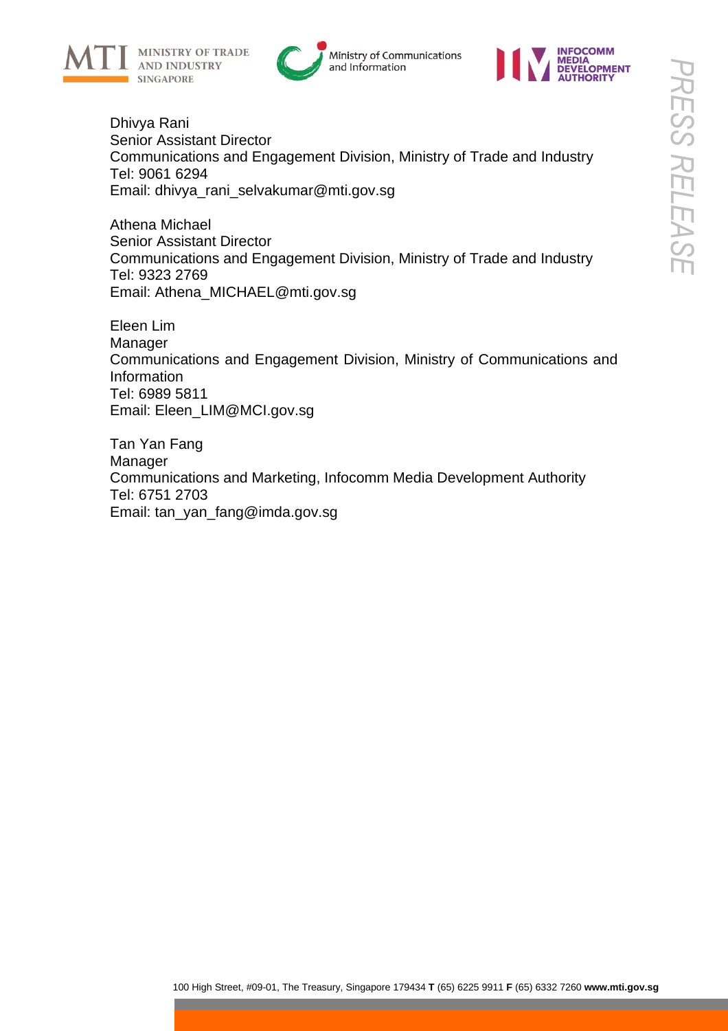Dhivya Rani
Senior Assistant Director
Communications and Engagement Division, Ministry of Trade and Industry
Tel: 9061 6294
Email: dhivya_rani_selvakumar@mti.gov.sg

Athena Michael
Senior Assistant Director
Communications and Engagement Division, Ministry of Trade and Industry
Tel: 9323 2769
Email: Athena_MICHAEL@mti.gov.sg

Eleen Lim
Manager
Communications and Engagement Division, Ministry of Communications and Information
Tel: 6989 5811
Email: Eleen_LIM@MCI.gov.sg

Tan Yan Fang
Manager
Communications and Marketing, Infocomm Media Development Authority
Tel: 6751 2703
Email: tan_yan_fang@imda.gov.sg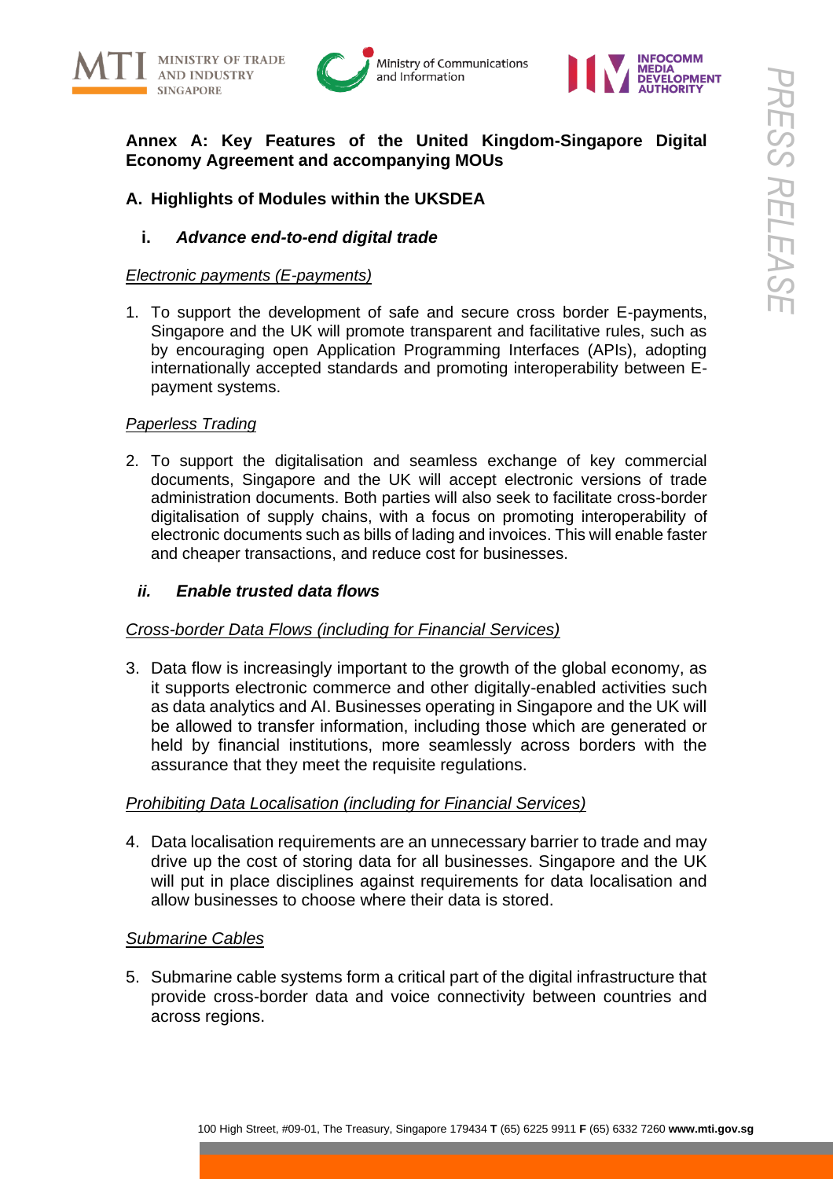**Annex A: Key Features of the United Kingdom-Singapore Digital Economy Agreement and accompanying MOUs**

## A. Highlights of Modules within the UKSDEA

### i. *Advance end-to-end digital trade*

*Electronic payments (E-payments)*

1. To support the development of safe and secure cross border E-payments, Singapore and the UK will promote transparent and facilitative rules, such as by encouraging open Application Programming Interfaces (APIs), adopting internationally accepted standards and promoting interoperability between E-payment systems.

*Paperless Trading*

2. To support the digitalisation and seamless exchange of key commercial documents, Singapore and the UK will accept electronic versions of trade administration documents. Both parties will also seek to facilitate cross-border digitalisation of supply chains, with a focus on promoting interoperability of electronic documents such as bills of lading and invoices. This will enable faster and cheaper transactions, and reduce cost for businesses.

### ii. *Enable trusted data flows*

*Cross-border Data Flows (including for Financial Services)*

3. Data flow is increasingly important to the growth of the global economy, as it supports electronic commerce and other digitally-enabled activities such as data analytics and AI. Businesses operating in Singapore and the UK will be allowed to transfer information, including those which are generated or held by financial institutions, more seamlessly across borders with the assurance that they meet the requisite regulations.

*Prohibiting Data Localisation (including for Financial Services)*

4. Data localisation requirements are an unnecessary barrier to trade and may drive up the cost of storing data for all businesses. Singapore and the UK will put in place disciplines against requirements for data localisation and allow businesses to choose where their data is stored.

*Submarine Cables*

5. Submarine cable systems form a critical part of the digital infrastructure that provide cross-border data and voice connectivity between countries and across regions.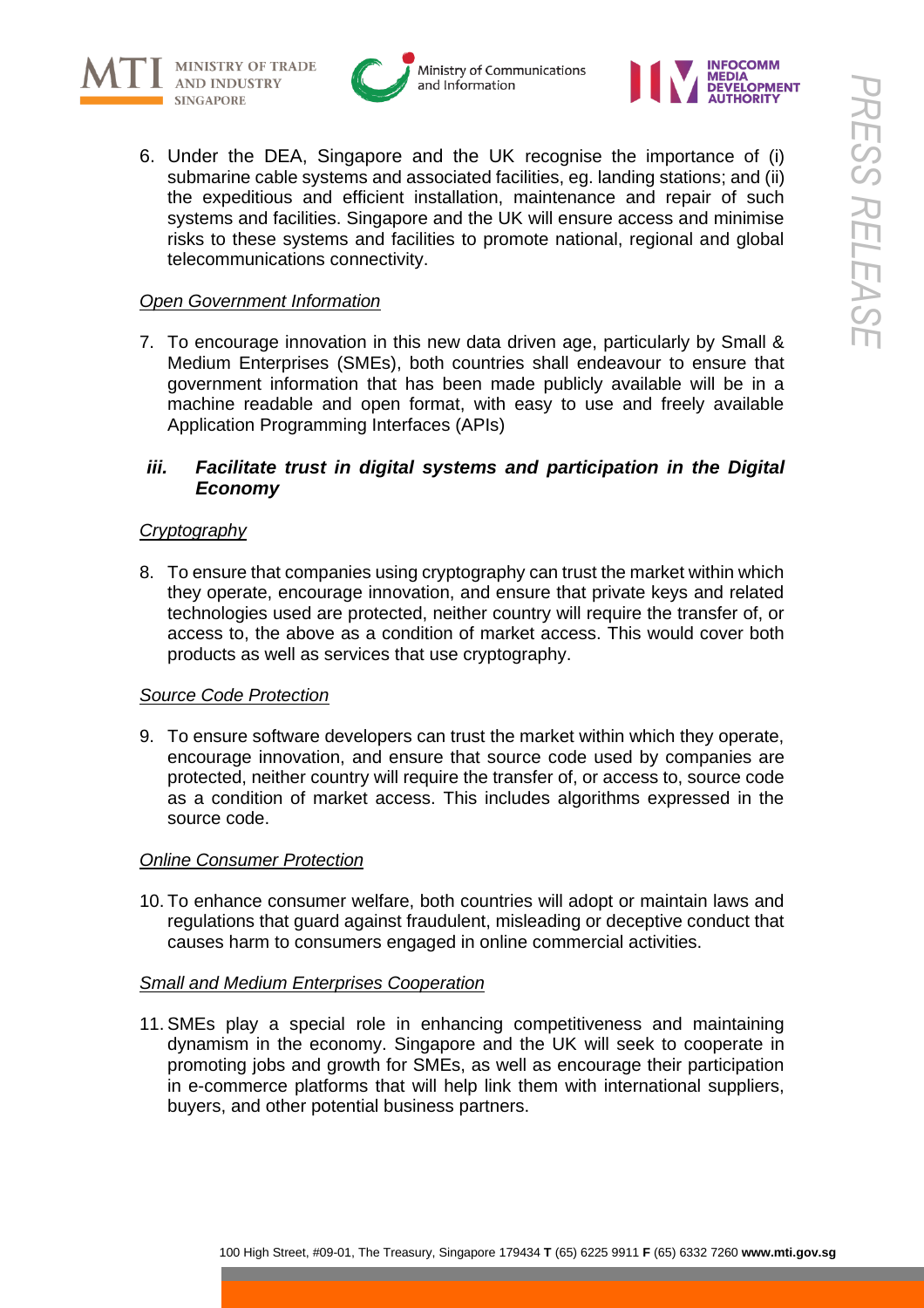6. Under the DEA, Singapore and the UK recognise the importance of (i) submarine cable systems and associated facilities, eg. landing stations; and (ii) the expeditious and efficient installation, maintenance and repair of such systems and facilities. Singapore and the UK will ensure access and minimise risks to these systems and facilities to promote national, regional and global telecommunications connectivity.

_Open Government Information_

7. To encourage innovation in this new data driven age, particularly by Small & Medium Enterprises (SMEs), both countries shall endeavour to ensure that government information that has been made publicly available will be in a machine readable and open format, with easy to use and freely available Application Programming Interfaces (APIs)

### *iii. Facilitate trust in digital systems and participation in the Digital Economy*

_Cryptography_

8. To ensure that companies using cryptography can trust the market within which they operate, encourage innovation, and ensure that private keys and related technologies used are protected, neither country will require the transfer of, or access to, the above as a condition of market access. This would cover both products as well as services that use cryptography.

_Source Code Protection_

9. To ensure software developers can trust the market within which they operate, encourage innovation, and ensure that source code used by companies are protected, neither country will require the transfer of, or access to, source code as a condition of market access. This includes algorithms expressed in the source code.

_Online Consumer Protection_

10. To enhance consumer welfare, both countries will adopt or maintain laws and regulations that guard against fraudulent, misleading or deceptive conduct that causes harm to consumers engaged in online commercial activities.

_Small and Medium Enterprises Cooperation_

11. SMEs play a special role in enhancing competitiveness and maintaining dynamism in the economy. Singapore and the UK will seek to cooperate in promoting jobs and growth for SMEs, as well as encourage their participation in e-commerce platforms that will help link them with international suppliers, buyers, and other potential business partners.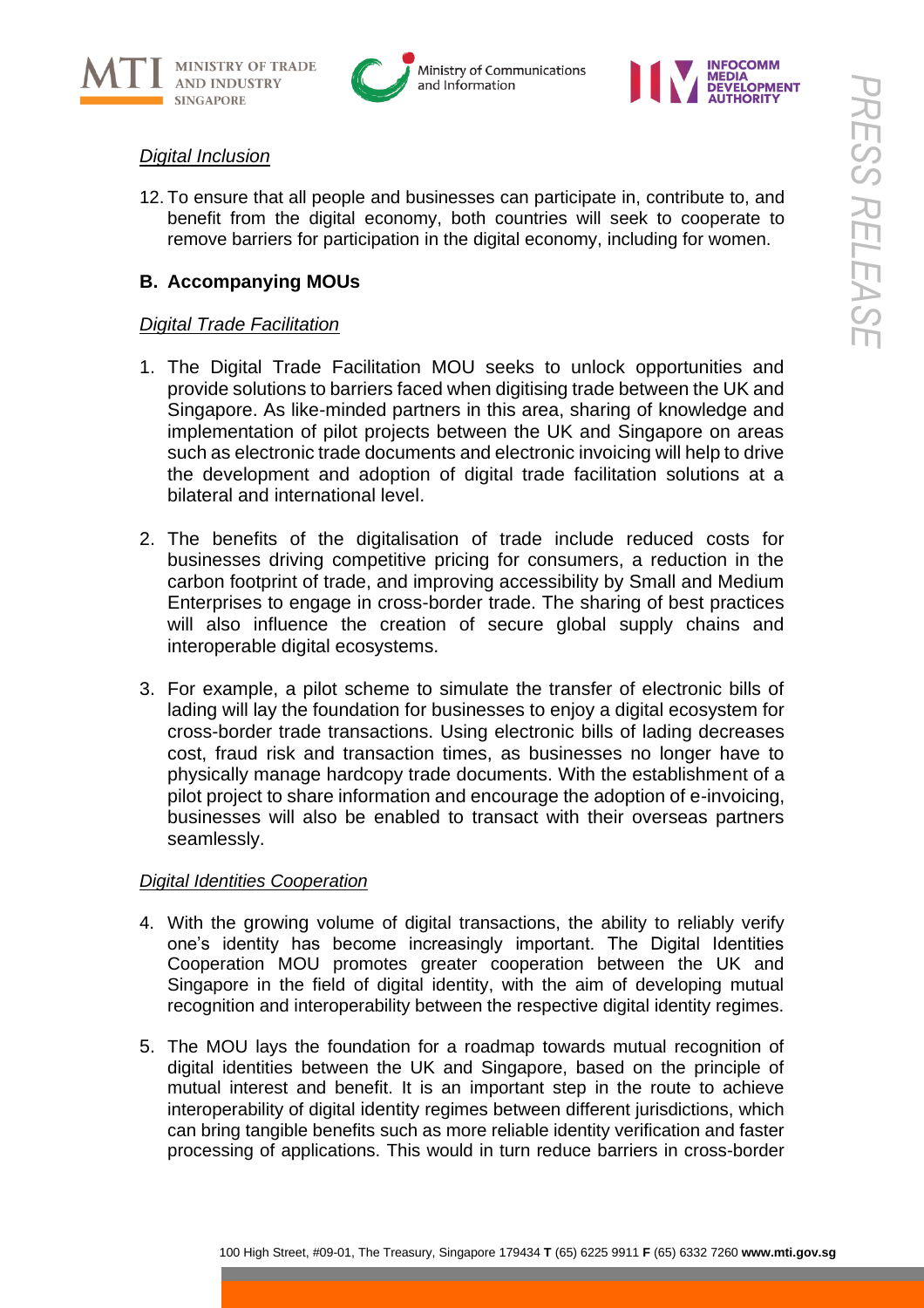*Digital Inclusion*

12. To ensure that all people and businesses can participate in, contribute to, and benefit from the digital economy, both countries will seek to cooperate to remove barriers for participation in the digital economy, including for women.

## B. Accompanying MOUs

*Digital Trade Facilitation*

1. The Digital Trade Facilitation MOU seeks to unlock opportunities and provide solutions to barriers faced when digitising trade between the UK and Singapore. As like-minded partners in this area, sharing of knowledge and implementation of pilot projects between the UK and Singapore on areas such as electronic trade documents and electronic invoicing will help to drive the development and adoption of digital trade facilitation solutions at a bilateral and international level.

2. The benefits of the digitalisation of trade include reduced costs for businesses driving competitive pricing for consumers, a reduction in the carbon footprint of trade, and improving accessibility by Small and Medium Enterprises to engage in cross-border trade. The sharing of best practices will also influence the creation of secure global supply chains and interoperable digital ecosystems.

3. For example, a pilot scheme to simulate the transfer of electronic bills of lading will lay the foundation for businesses to enjoy a digital ecosystem for cross-border trade transactions. Using electronic bills of lading decreases cost, fraud risk and transaction times, as businesses no longer have to physically manage hardcopy trade documents. With the establishment of a pilot project to share information and encourage the adoption of e-invoicing, businesses will also be enabled to transact with their overseas partners seamlessly.

*Digital Identities Cooperation*

4. With the growing volume of digital transactions, the ability to reliably verify one's identity has become increasingly important. The Digital Identities Cooperation MOU promotes greater cooperation between the UK and Singapore in the field of digital identity, with the aim of developing mutual recognition and interoperability between the respective digital identity regimes.

5. The MOU lays the foundation for a roadmap towards mutual recognition of digital identities between the UK and Singapore, based on the principle of mutual interest and benefit. It is an important step in the route to achieve interoperability of digital identity regimes between different jurisdictions, which can bring tangible benefits such as more reliable identity verification and faster processing of applications. This would in turn reduce barriers in cross-border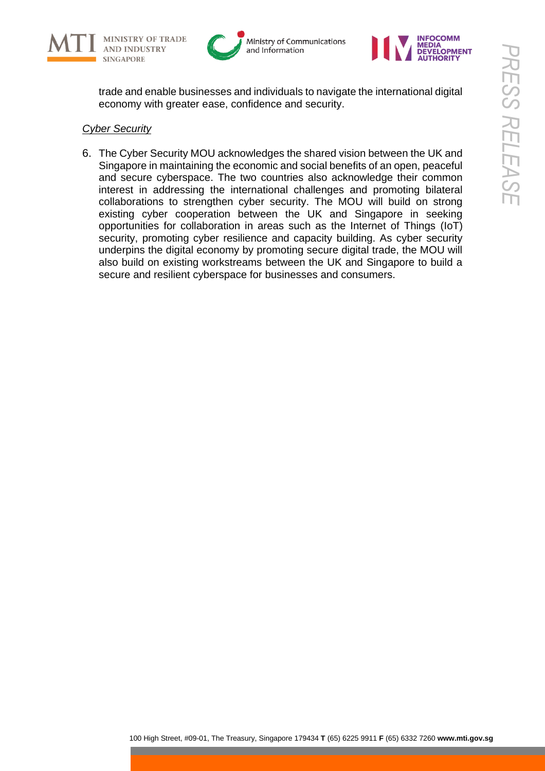trade and enable businesses and individuals to navigate the international digital economy with greater ease, confidence and security.

*Cyber Security*

6. The Cyber Security MOU acknowledges the shared vision between the UK and Singapore in maintaining the economic and social benefits of an open, peaceful and secure cyberspace. The two countries also acknowledge their common interest in addressing the international challenges and promoting bilateral collaborations to strengthen cyber security. The MOU will build on strong existing cyber cooperation between the UK and Singapore in seeking opportunities for collaboration in areas such as the Internet of Things (IoT) security, promoting cyber resilience and capacity building. As cyber security underpins the digital economy by promoting secure digital trade, the MOU will also build on existing workstreams between the UK and Singapore to build a secure and resilient cyberspace for businesses and consumers.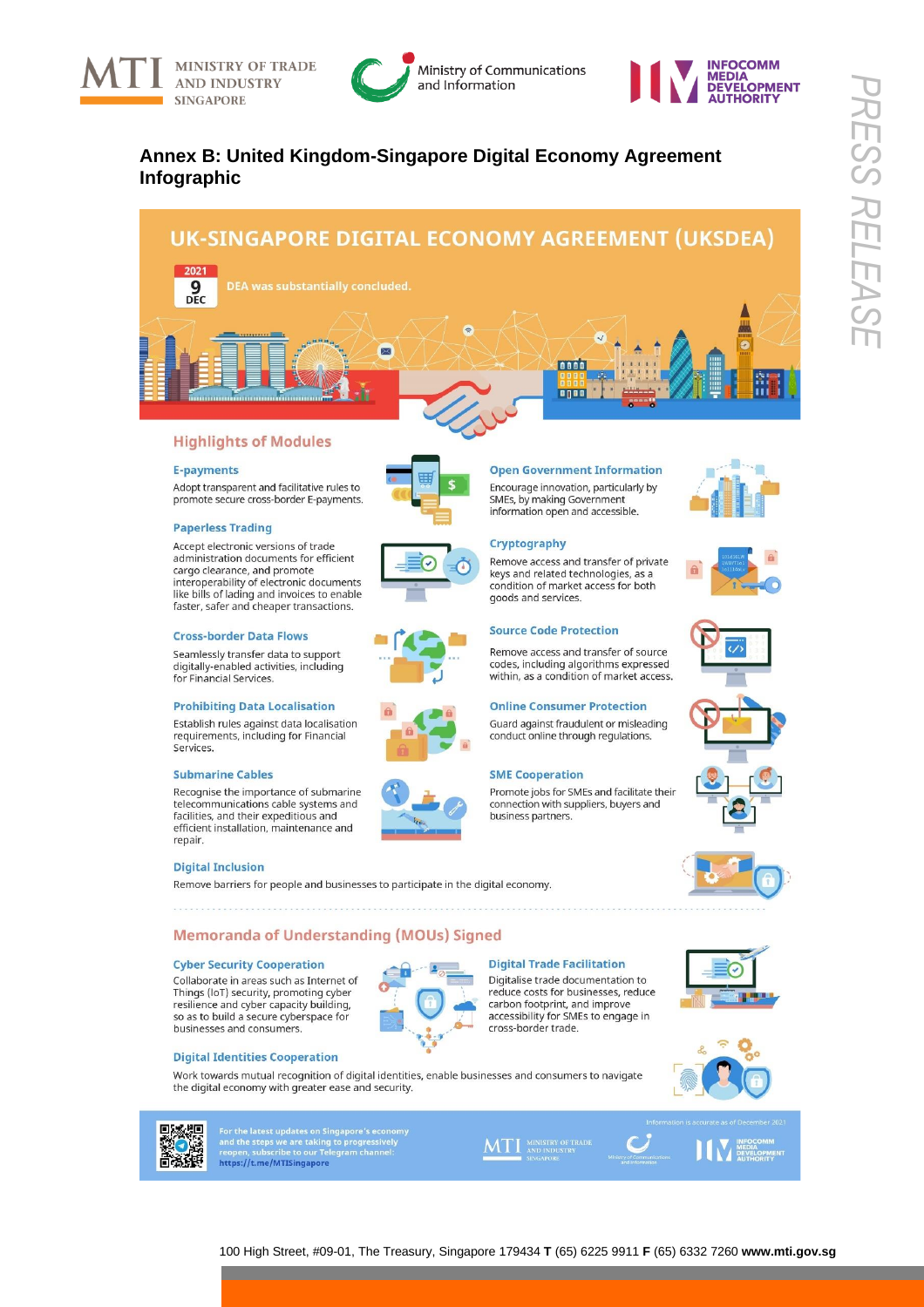## Annex B: United Kingdom-Singapore Digital Economy Agreement Infographic

# UK-SINGAPORE DIGITAL ECONOMY AGREEMENT (UKSDEA)

**2021 9 DEC** DEA was substantially concluded.

## Highlights of Modules

### E-payments

Adopt transparent and facilitative rules to promote secure cross-border E-payments.

### Paperless Trading

Accept electronic versions of trade administration documents for efficient cargo clearance, and promote interoperability of electronic documents like bills of lading and invoices to enable faster, safer and cheaper transactions.

### Cross-border Data Flows

Seamlessly transfer data to support digitally-enabled activities, including for Financial Services.

### Prohibiting Data Localisation

Establish rules against data localisation requirements, including for Financial Services.

### Submarine Cables

Recognise the importance of submarine telecommunications cable systems and facilities, and their expeditious installation, maintenance and repair.

### Open Government Information

Encourage innovation, particularly by SMEs, by making Government information open and accessible.

### Cryptography

Remove access and transfer of private keys and related technologies, as a condition of market access for both goods and services.

### Source Code Protection

Remove access and transfer of source codes, including algorithms expressed within, as a condition of market access.

### Online Consumer Protection

Guard against fraudulent or misleading conduct online through regulations.

### SME Cooperation

Promote jobs for SMEs and facilitate their connection with suppliers, buyers and business partners.

### Digital Inclusion

Remove barriers for people and businesses to participate in the digital economy.

## Memoranda of Understanding (MOUs) Signed

### Cyber Security Cooperation

Collaborate in areas such as Internet of Things (IoT) security, promoting cyber resilience and cyber capacity building, so as to build a secure cyberspace for businesses and consumers.

### Digital Trade Facilitation

Digitalise trade documentation to reduce costs for businesses, reduce carbon footprint, and improve accessibility for SMEs to engage in cross-border trade.

### Digital Identities Cooperation

Work towards mutual recognition of digital identities, enable businesses and consumers to navigate the digital economy with greater ease and security.

For the latest updates on Singapore's economy and the steps we are taking to progressively reopen, subscribe to our Telegram channel: https://t.me/MTISingapore

Information is accurate as of December 2021

100 High Street, #09-01, The Treasury, Singapore 179434 **T** (65) 6225 9911 **F** (65) 6332 7260 **www.mti.gov.sg**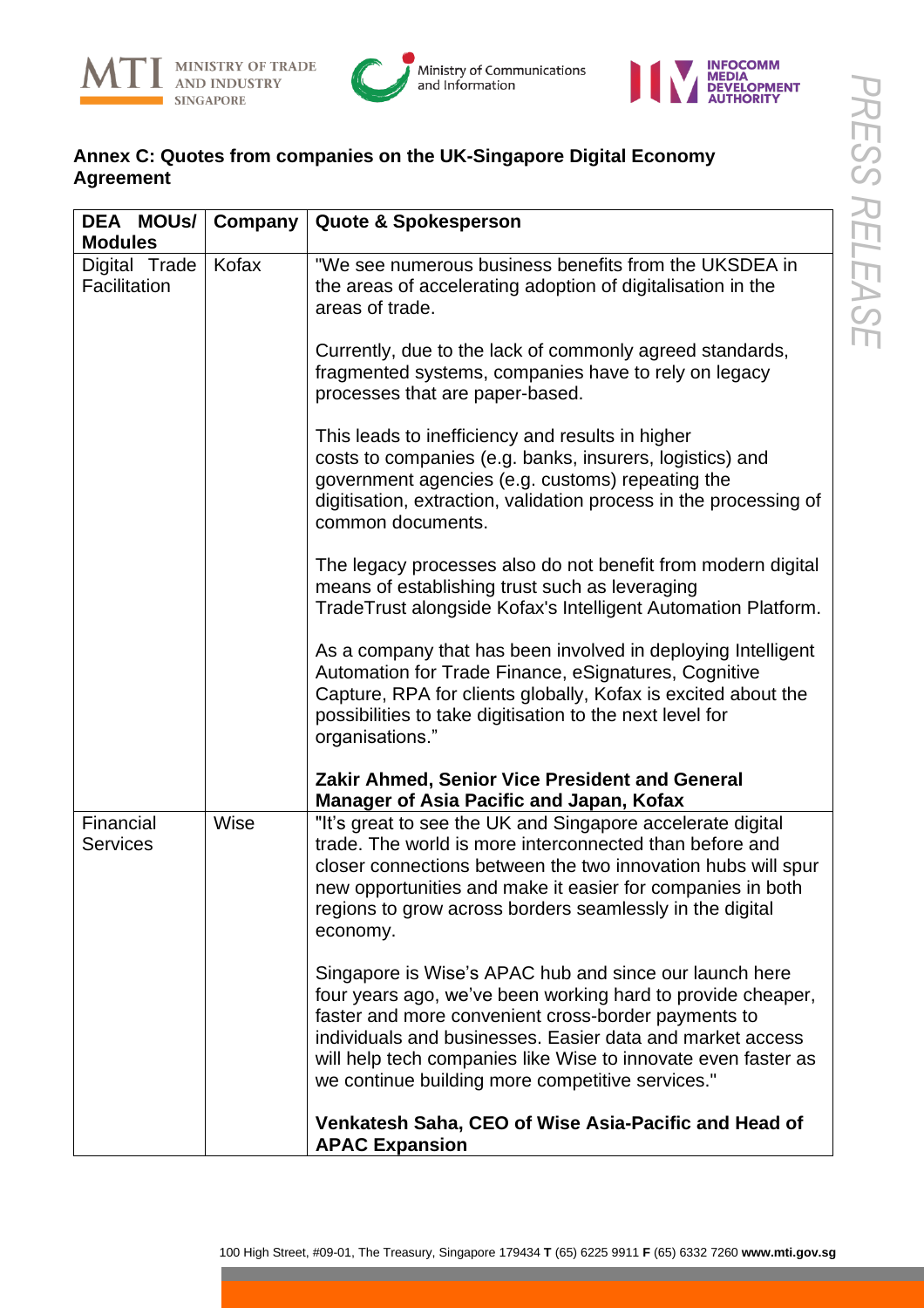**Annex C: Quotes from companies on the UK-Singapore Digital Economy Agreement**

| DEA MOUs/ Modules | Company | Quote & Spokesperson |
|---|---|---|
| Digital Trade Facilitation | Kofax | "We see numerous business benefits from the UKSDEA in the areas of accelerating adoption of digitalisation in the areas of trade.<br><br>Currently, due to the lack of commonly agreed standards, fragmented systems, companies have to rely on legacy processes that are paper-based.<br><br>This leads to inefficiency and results in higher costs to companies (e.g. banks, insurers, logistics) and government agencies (e.g. customs) repeating the digitisation, extraction, validation process in the processing of common documents.<br><br>The legacy processes also do not benefit from modern digital means of establishing trust such as leveraging TradeTrust alongside Kofax's Intelligent Automation Platform.<br><br>As a company that has been involved in deploying Intelligent Automation for Trade Finance, eSignatures, Cognitive Capture, RPA for clients globally, Kofax is excited about the possibilities to take digitisation to the next level for organisations."<br><br>**Zakir Ahmed, Senior Vice President and General Manager of Asia Pacific and Japan, Kofax** |
| Financial Services | Wise | "It's great to see the UK and Singapore accelerate digital trade. The world is more interconnected than before and closer connections between the two innovation hubs will spur new opportunities and make it easier for companies in both regions to grow across borders seamlessly in the digital economy.<br><br>Singapore is Wise's APAC hub and since our launch here four years ago, we've been working hard to provide cheaper, faster and more convenient cross-border payments to individuals and businesses. Easier data and market access will help tech companies like Wise to innovate even faster as we continue building more competitive services."<br><br>**Venkatesh Saha, CEO of Wise Asia-Pacific and Head of APAC Expansion** |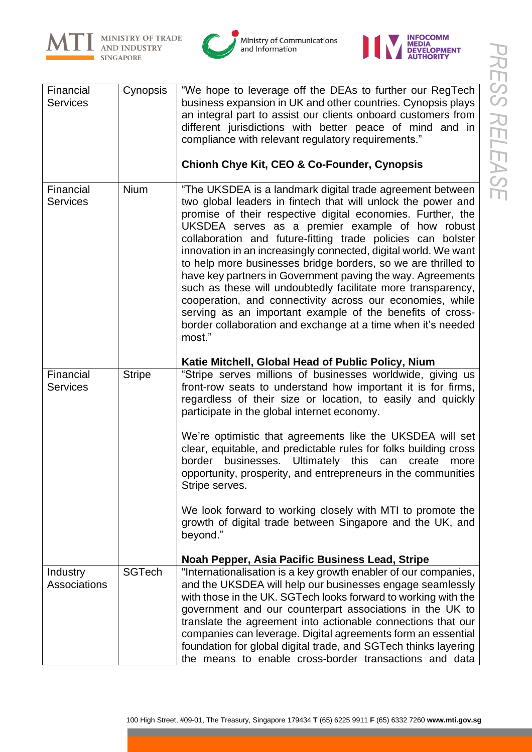| Financial Services | Cynopsis | "We hope to leverage off the DEAs to further our RegTech business expansion in UK and other countries. Cynopsis plays an integral part to assist our clients onboard customers from different jurisdictions with better peace of mind and in compliance with relevant regulatory requirements."<br><br>**Chionh Chye Kit, CEO & Co-Founder, Cynopsis** |
|---|---|---|
| Financial Services | Nium | "The UKSDEA is a landmark digital trade agreement between two global leaders in fintech that will unlock the power and promise of their respective digital economies. Further, the UKSDEA serves as a premier example of how robust collaboration and future-fitting trade policies can bolster innovation in an increasingly connected, digital world. We want to help more businesses bridge borders, so we are thrilled to have key partners in Government paving the way. Agreements such as these will undoubtedly facilitate more transparency, cooperation, and connectivity across our economies, while serving as an important example of the benefits of cross-border collaboration and exchange at a time when it's needed most."<br><br>**Katie Mitchell, Global Head of Public Policy, Nium** |
| Financial Services | Stripe | "Stripe serves millions of businesses worldwide, giving us front-row seats to understand how important it is for firms, regardless of their size or location, to easily and quickly participate in the global internet economy.<br><br>We're optimistic that agreements like the UKSDEA will set clear, equitable, and predictable rules for folks building cross border businesses. Ultimately this can create more opportunity, prosperity, and entrepreneurs in the communities Stripe serves.<br><br>We look forward to working closely with MTI to promote the growth of digital trade between Singapore and the UK, and beyond."<br><br>**Noah Pepper, Asia Pacific Business Lead, Stripe** |
| Industry Associations | SGTech | "Internationalisation is a key growth enabler of our companies, and the UKSDEA will help our businesses engage seamlessly with those in the UK. SGTech looks forward to working with the government and our counterpart associations in the UK to translate the agreement into actionable connections that our companies can leverage. Digital agreements form an essential foundation for global digital trade, and SGTech thinks layering the means to enable cross-border transactions and data |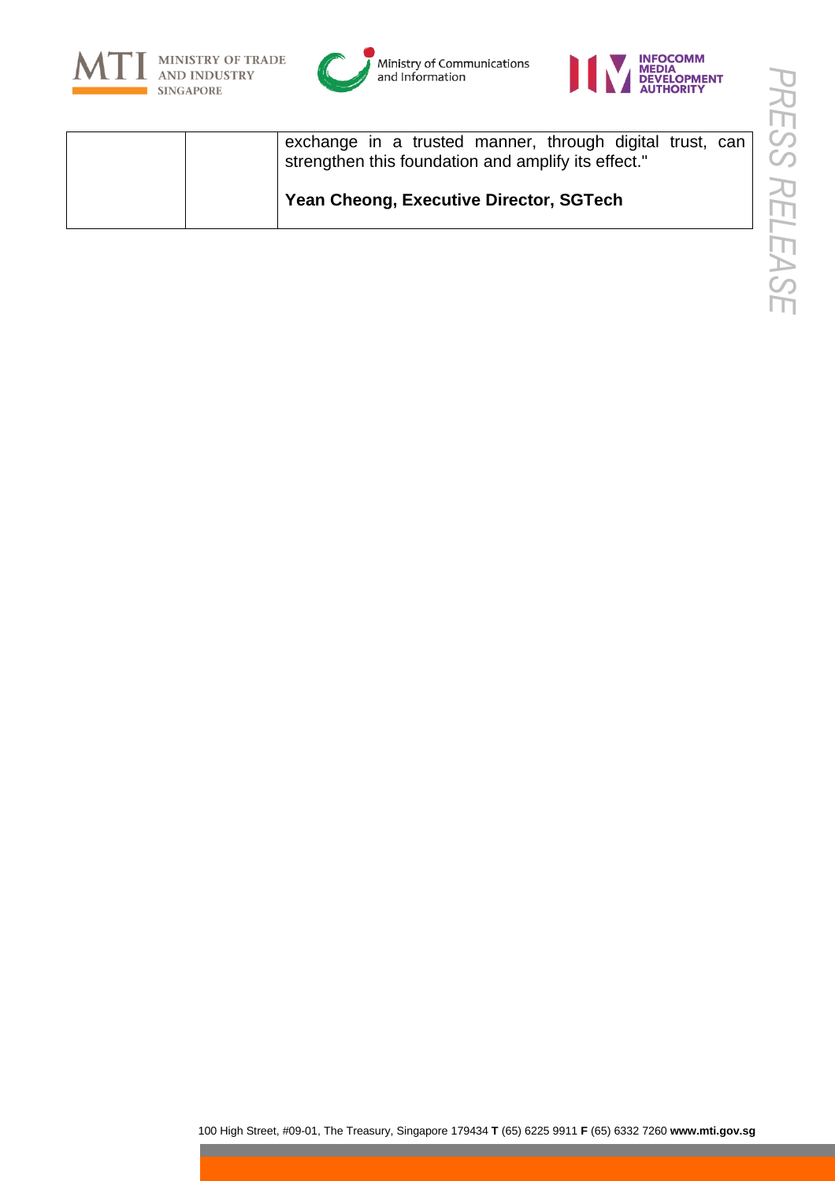| | | |
|---|---|---|
| | | exchange in a trusted manner, through digital trust, can strengthen this foundation and amplify its effect."<br><br>**Yean Cheong, Executive Director, SGTech** |